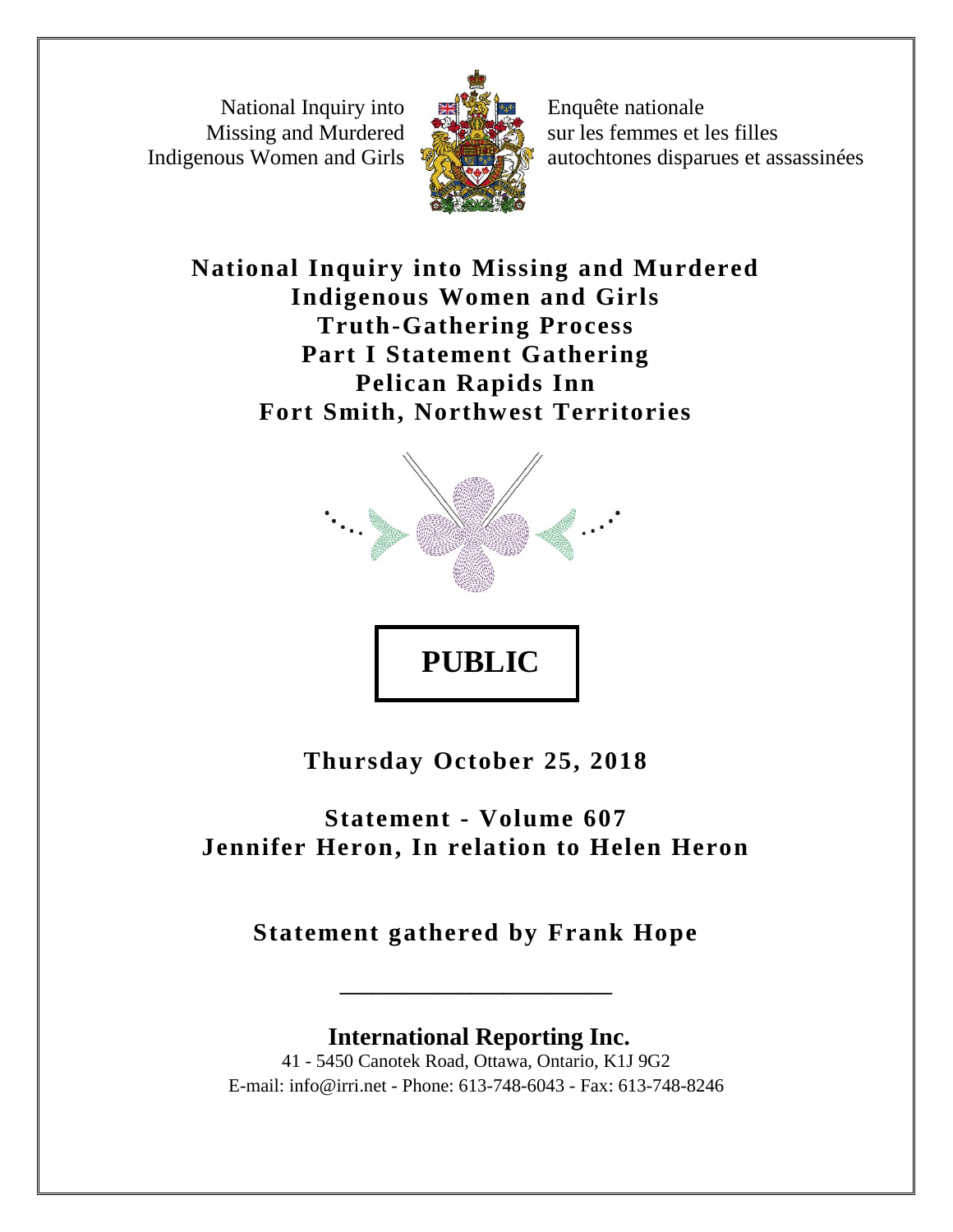National Inquiry into Missing and Murdered Indigenous Women and Girls

Enquête nationale sur les femmes et les filles autochtones disparues et assassinées

# National Inquiry into Missing and Murdered Indigenous Women and Girls
# Truth-Gathering Process
# Part I Statement Gathering
# Pelican Rapids Inn
# Fort Smith, Northwest Territories

**PUBLIC**

**Thursday October 25, 2018**

**Statement - Volume 607**
**Jennifer Heron, In relation to Helen Heron**

**Statement gathered by Frank Hope**

---

**International Reporting Inc.**
41 - 5450 Canotek Road, Ottawa, Ontario, K1J 9G2
E-mail: info@irri.net - Phone: 613-748-6043 - Fax: 613-748-8246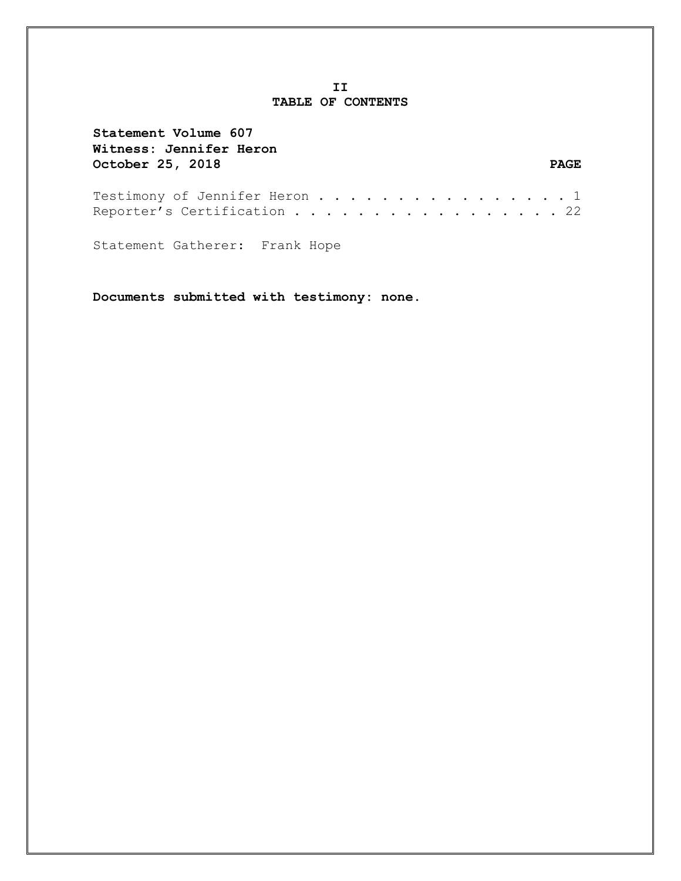# II
# TABLE OF CONTENTS

**Statement Volume 607**
**Witness: Jennifer Heron**
**October 25, 2018** **PAGE**

Testimony of Jennifer Heron . . . . . . . . . . . . . . . . . 1
Reporter's Certification . . . . . . . . . . . . . . . . . . 22

Statement Gatherer: Frank Hope

**Documents submitted with testimony: none.**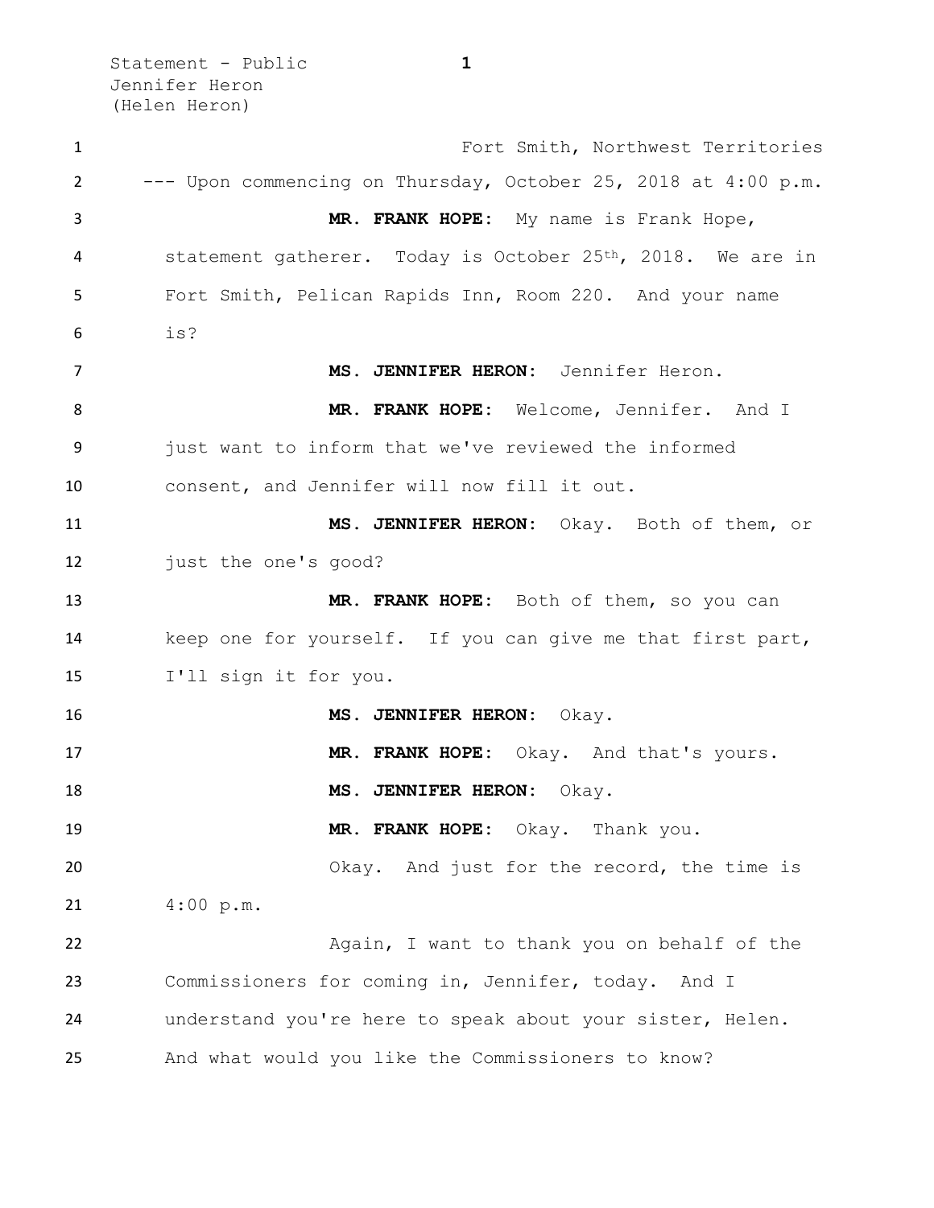Fort Smith, Northwest Territories

--- Upon commencing on Thursday, October 25, 2018 at 4:00 p.m.

**MR. FRANK HOPE:** My name is Frank Hope, statement gatherer. Today is October 25th, 2018. We are in Fort Smith, Pelican Rapids Inn, Room 220. And your name is?

**MS. JENNIFER HERON:** Jennifer Heron.

**MR. FRANK HOPE:** Welcome, Jennifer. And I just want to inform that we've reviewed the informed consent, and Jennifer will now fill it out.

**MS. JENNIFER HERON:** Okay. Both of them, or just the one's good?

**MR. FRANK HOPE:** Both of them, so you can keep one for yourself. If you can give me that first part, I'll sign it for you.

**MS. JENNIFER HERON:** Okay.

**MR. FRANK HOPE:** Okay. And that's yours.

**MS. JENNIFER HERON:** Okay.

**MR. FRANK HOPE:** Okay. Thank you.

Okay. And just for the record, the time is 4:00 p.m.

Again, I want to thank you on behalf of the Commissioners for coming in, Jennifer, today. And I understand you're here to speak about your sister, Helen. And what would you like the Commissioners to know?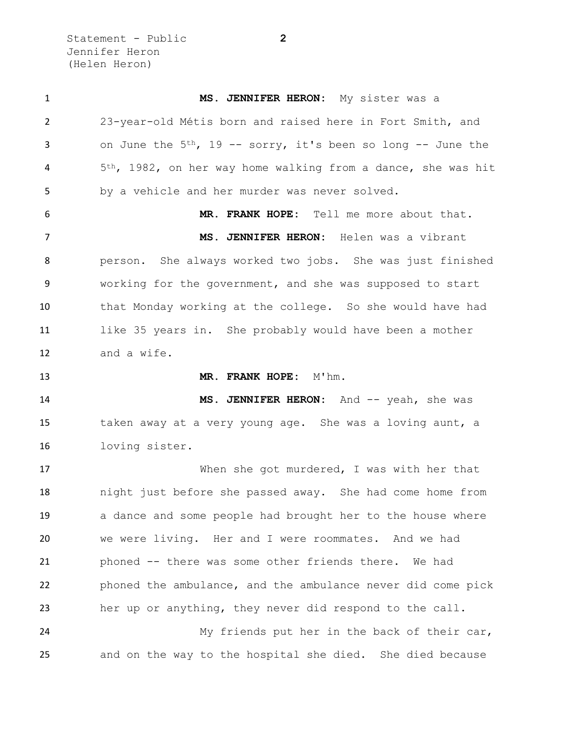**MS. JENNIFER HERON:** My sister was a 23-year-old Métis born and raised here in Fort Smith, and on June the 5th, 19 -- sorry, it's been so long -- June the 5th, 1982, on her way home walking from a dance, she was hit by a vehicle and her murder was never solved.

**MR. FRANK HOPE:** Tell me more about that.

**MS. JENNIFER HERON:** Helen was a vibrant person. She always worked two jobs. She was just finished working for the government, and she was supposed to start that Monday working at the college. So she would have had like 35 years in. She probably would have been a mother and a wife.

**MR. FRANK HOPE:** M'hm.

**MS. JENNIFER HERON:** And -- yeah, she was taken away at a very young age. She was a loving aunt, a loving sister.

When she got murdered, I was with her that night just before she passed away. She had come home from a dance and some people had brought her to the house where we were living. Her and I were roommates. And we had phoned -- there was some other friends there. We had phoned the ambulance, and the ambulance never did come pick her up or anything, they never did respond to the call.

My friends put her in the back of their car, and on the way to the hospital she died. She died because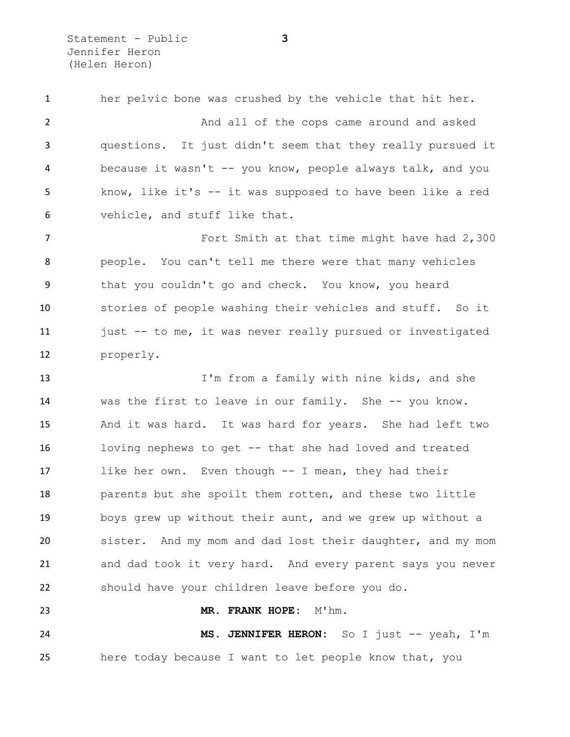her pelvic bone was crushed by the vehicle that hit her.

And all of the cops came around and asked questions. It just didn't seem that they really pursued it because it wasn't -- you know, people always talk, and you know, like it's -- it was supposed to have been like a red vehicle, and stuff like that.

Fort Smith at that time might have had 2,300 people. You can't tell me there were that many vehicles that you couldn't go and check. You know, you heard stories of people washing their vehicles and stuff. So it just -- to me, it was never really pursued or investigated properly.

I'm from a family with nine kids, and she was the first to leave in our family. She -- you know. And it was hard. It was hard for years. She had left two loving nephews to get -- that she had loved and treated like her own. Even though -- I mean, they had their parents but she spoilt them rotten, and these two little boys grew up without their aunt, and we grew up without a sister. And my mom and dad lost their daughter, and my mom and dad took it very hard. And every parent says you never should have your children leave before you do.

**MR. FRANK HOPE:** M'hm.

**MS. JENNIFER HERON:** So I just -- yeah, I'm here today because I want to let people know that, you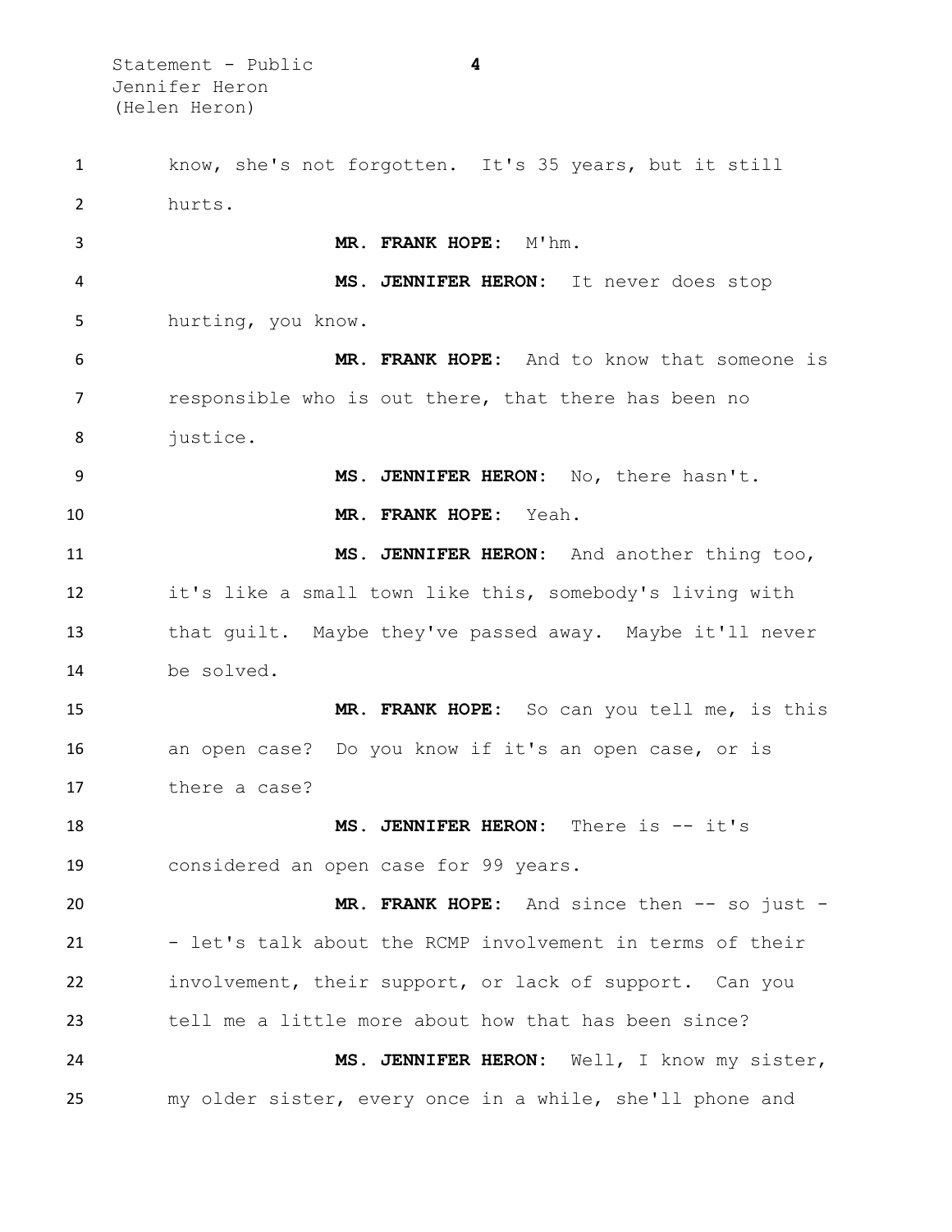know, she's not forgotten. It's 35 years, but it still hurts.

**MR. FRANK HOPE:** M'hm.

**MS. JENNIFER HERON:** It never does stop hurting, you know.

**MR. FRANK HOPE:** And to know that someone is responsible who is out there, that there has been no justice.

**MS. JENNIFER HERON:** No, there hasn't.

**MR. FRANK HOPE:** Yeah.

**MS. JENNIFER HERON:** And another thing too, it's like a small town like this, somebody's living with that guilt. Maybe they've passed away. Maybe it'll never be solved.

**MR. FRANK HOPE:** So can you tell me, is this an open case? Do you know if it's an open case, or is there a case?

**MS. JENNIFER HERON:** There is -- it's considered an open case for 99 years.

**MR. FRANK HOPE:** And since then -- so just -- let's talk about the RCMP involvement in terms of their involvement, their support, or lack of support. Can you tell me a little more about how that has been since?

**MS. JENNIFER HERON:** Well, I know my sister, my older sister, every once in a while, she'll phone and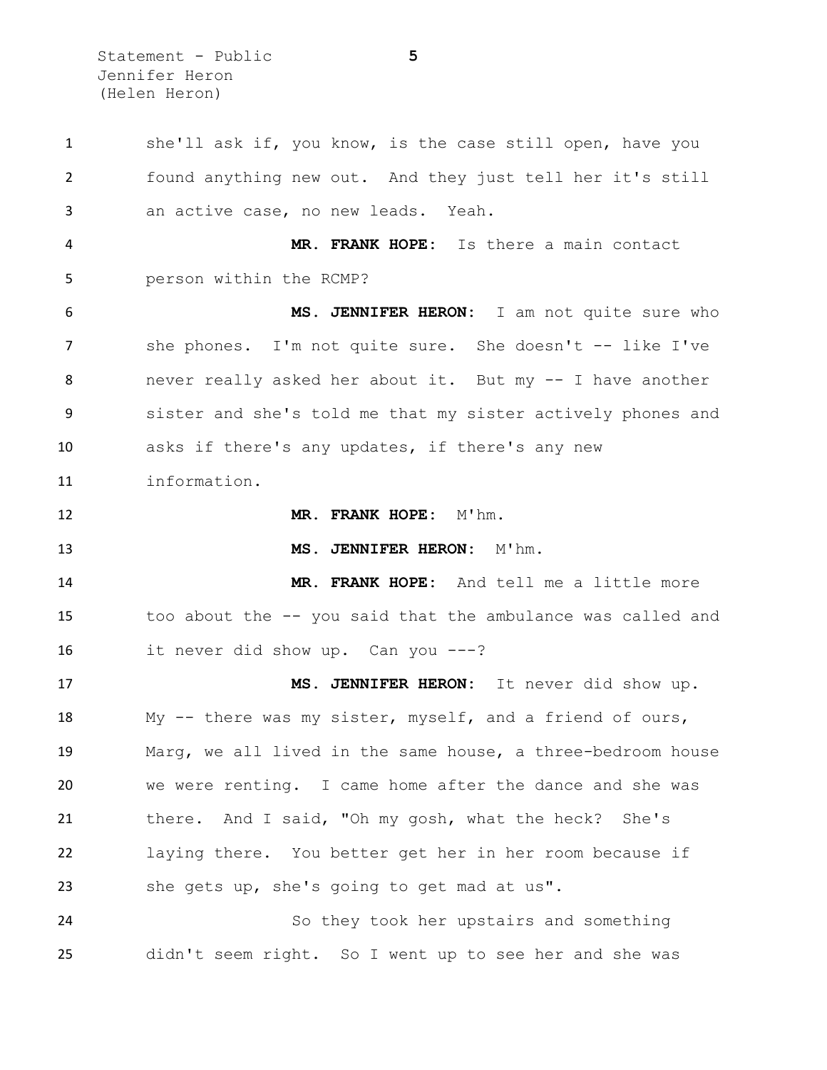she'll ask if, you know, is the case still open, have you found anything new out. And they just tell her it's still an active case, no new leads. Yeah.

**MR. FRANK HOPE:** Is there a main contact person within the RCMP?

**MS. JENNIFER HERON:** I am not quite sure who she phones. I'm not quite sure. She doesn't -- like I've never really asked her about it. But my -- I have another sister and she's told me that my sister actively phones and asks if there's any updates, if there's any new information.

**MR. FRANK HOPE:** M'hm.

**MS. JENNIFER HERON:** M'hm.

**MR. FRANK HOPE:** And tell me a little more too about the -- you said that the ambulance was called and it never did show up. Can you ---?

**MS. JENNIFER HERON:** It never did show up. My -- there was my sister, myself, and a friend of ours, Marg, we all lived in the same house, a three-bedroom house we were renting. I came home after the dance and she was there. And I said, "Oh my gosh, what the heck? She's laying there. You better get her in her room because if she gets up, she's going to get mad at us".

So they took her upstairs and something didn't seem right. So I went up to see her and she was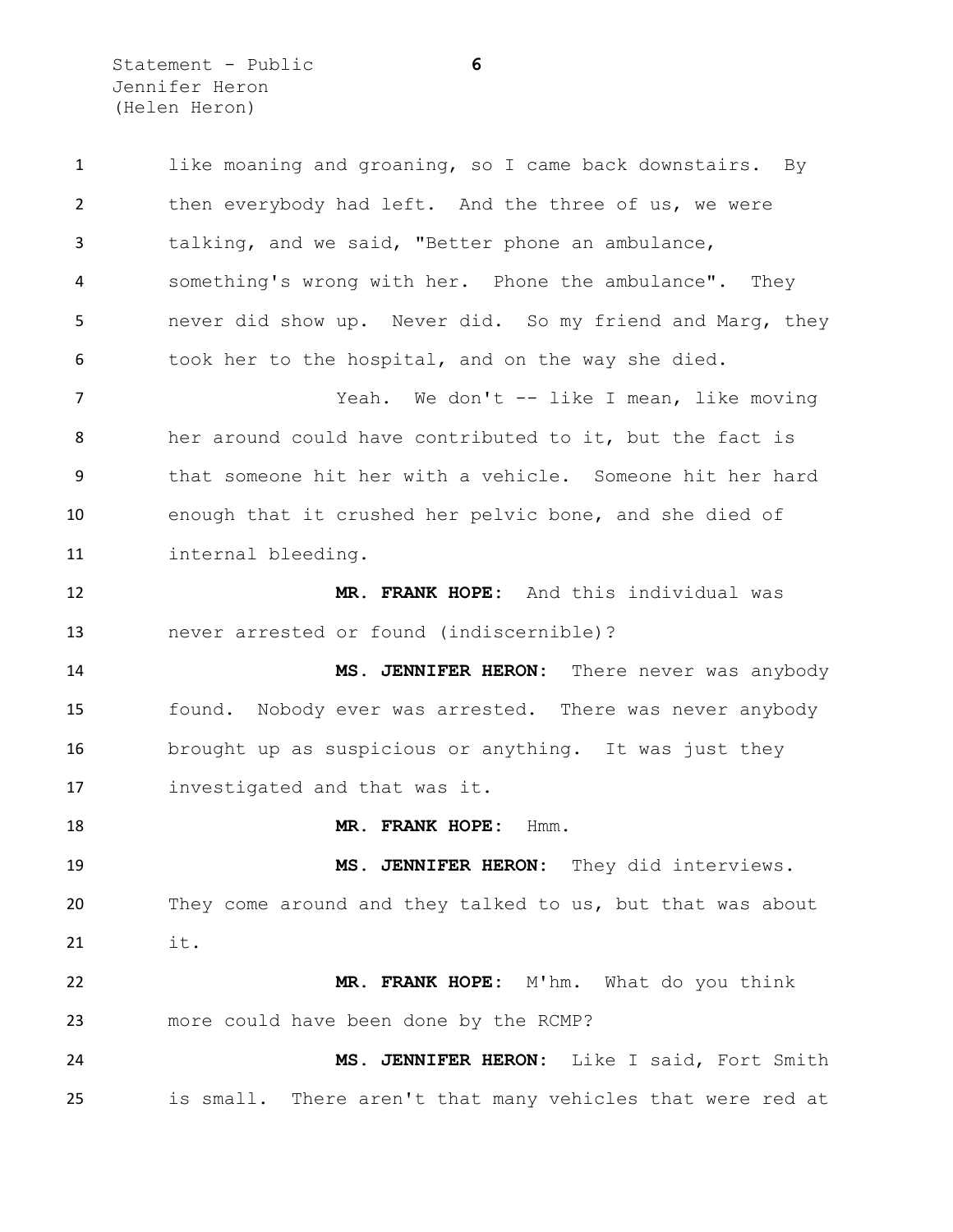like moaning and groaning, so I came back downstairs. By then everybody had left. And the three of us, we were talking, and we said, "Better phone an ambulance, something's wrong with her. Phone the ambulance". They never did show up. Never did. So my friend and Marg, they took her to the hospital, and on the way she died.

Yeah. We don't -- like I mean, like moving her around could have contributed to it, but the fact is that someone hit her with a vehicle. Someone hit her hard enough that it crushed her pelvic bone, and she died of internal bleeding.

**MR. FRANK HOPE:** And this individual was never arrested or found (indiscernible)?

**MS. JENNIFER HERON:** There never was anybody found. Nobody ever was arrested. There was never anybody brought up as suspicious or anything. It was just they investigated and that was it.

**MR. FRANK HOPE:** Hmm.

**MS. JENNIFER HERON:** They did interviews. They come around and they talked to us, but that was about it.

**MR. FRANK HOPE:** M'hm. What do you think more could have been done by the RCMP?

**MS. JENNIFER HERON:** Like I said, Fort Smith is small. There aren't that many vehicles that were red at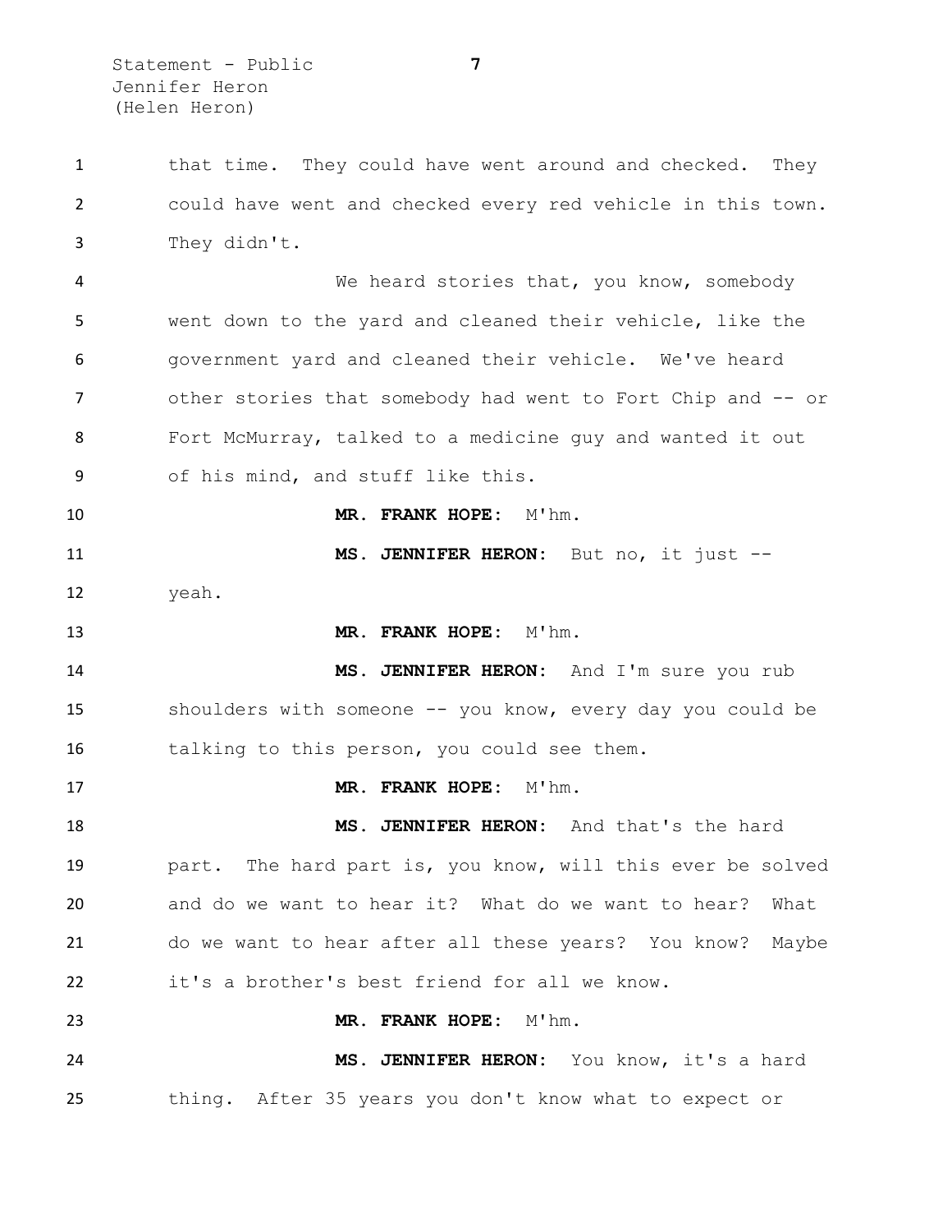that time. They could have went around and checked. They could have went and checked every red vehicle in this town. They didn't.

We heard stories that, you know, somebody went down to the yard and cleaned their vehicle, like the government yard and cleaned their vehicle. We've heard other stories that somebody had went to Fort Chip and -- or Fort McMurray, talked to a medicine guy and wanted it out of his mind, and stuff like this.

**MR. FRANK HOPE:** M'hm.

**MS. JENNIFER HERON:** But no, it just -- yeah.

**MR. FRANK HOPE:** M'hm.

**MS. JENNIFER HERON:** And I'm sure you rub shoulders with someone -- you know, every day you could be talking to this person, you could see them.

**MR. FRANK HOPE:** M'hm.

**MS. JENNIFER HERON:** And that's the hard part. The hard part is, you know, will this ever be solved and do we want to hear it? What do we want to hear? What do we want to hear after all these years? You know? Maybe it's a brother's best friend for all we know.

**MR. FRANK HOPE:** M'hm.

**MS. JENNIFER HERON:** You know, it's a hard thing. After 35 years you don't know what to expect or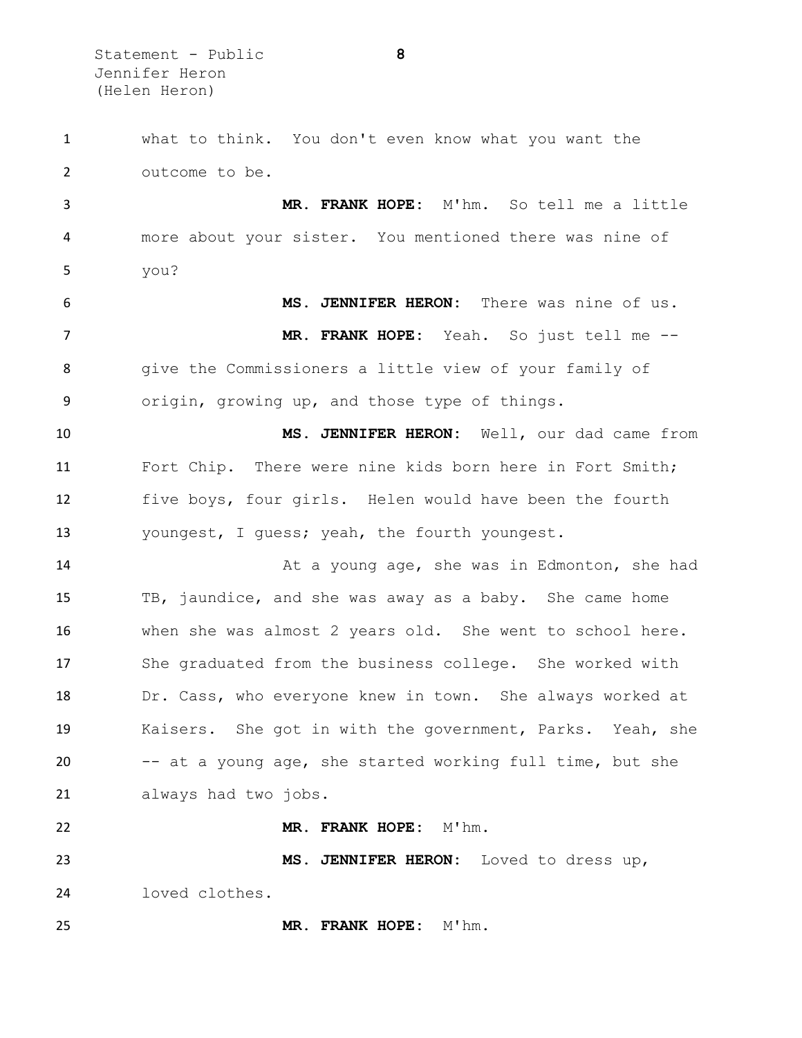what to think. You don't even know what you want the outcome to be.

**MR. FRANK HOPE:** M'hm. So tell me a little more about your sister. You mentioned there was nine of you?

**MS. JENNIFER HERON:** There was nine of us.

**MR. FRANK HOPE:** Yeah. So just tell me -- give the Commissioners a little view of your family of origin, growing up, and those type of things.

**MS. JENNIFER HERON:** Well, our dad came from Fort Chip. There were nine kids born here in Fort Smith; five boys, four girls. Helen would have been the fourth youngest, I guess; yeah, the fourth youngest.

At a young age, she was in Edmonton, she had TB, jaundice, and she was away as a baby. She came home when she was almost 2 years old. She went to school here. She graduated from the business college. She worked with Dr. Cass, who everyone knew in town. She always worked at Kaisers. She got in with the government, Parks. Yeah, she -- at a young age, she started working full time, but she always had two jobs.

**MR. FRANK HOPE:** M'hm.

**MS. JENNIFER HERON:** Loved to dress up, loved clothes.

**MR. FRANK HOPE:** M'hm.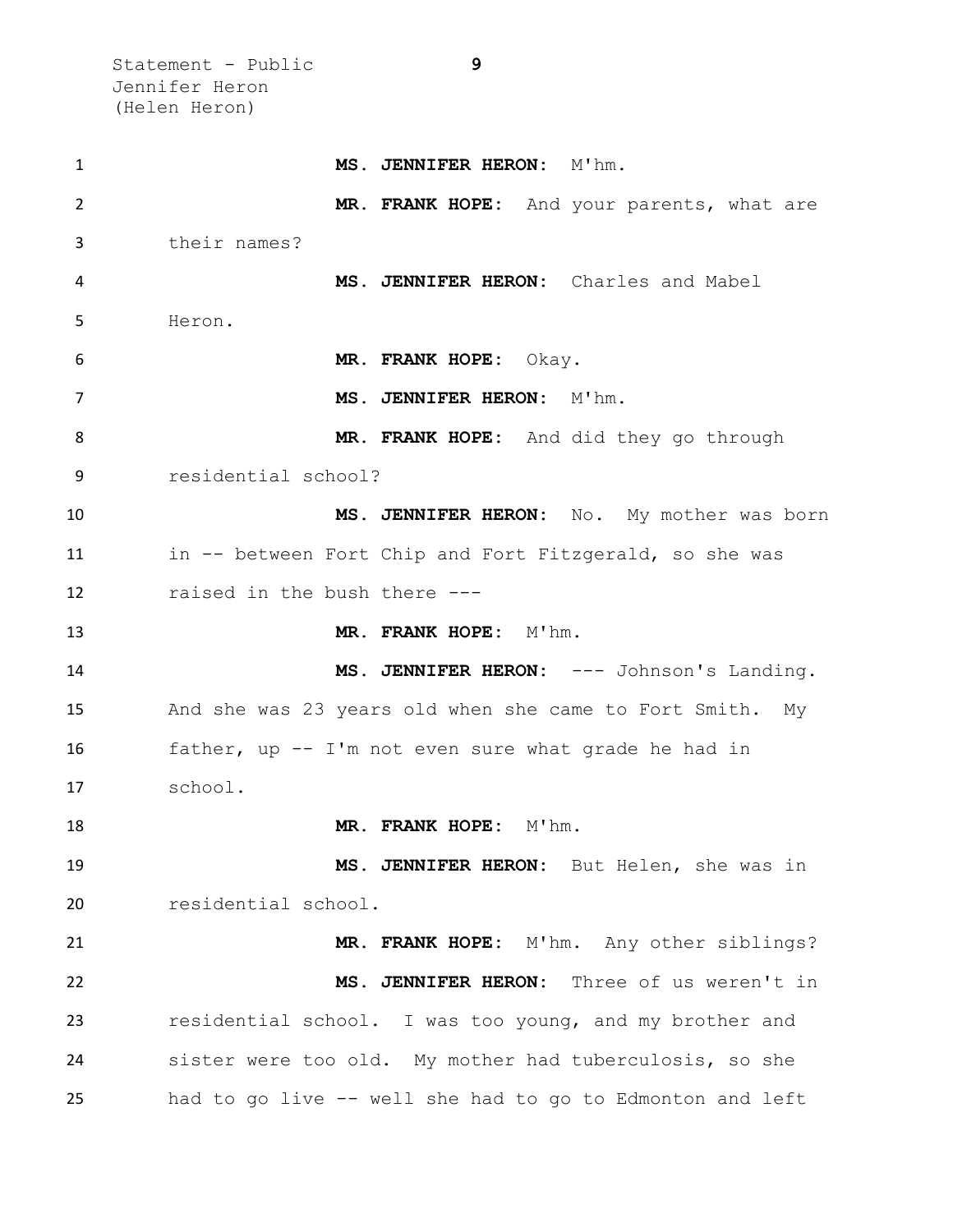**MS. JENNIFER HERON:** M'hm.

**MR. FRANK HOPE:** And your parents, what are their names?

**MS. JENNIFER HERON:** Charles and Mabel Heron.

**MR. FRANK HOPE:** Okay.

**MS. JENNIFER HERON:** M'hm.

**MR. FRANK HOPE:** And did they go through residential school?

**MS. JENNIFER HERON:** No. My mother was born in -- between Fort Chip and Fort Fitzgerald, so she was raised in the bush there ---

**MR. FRANK HOPE:** M'hm.

**MS. JENNIFER HERON:** --- Johnson's Landing. And she was 23 years old when she came to Fort Smith. My father, up -- I'm not even sure what grade he had in school.

**MR. FRANK HOPE:** M'hm.

**MS. JENNIFER HERON:** But Helen, she was in residential school.

**MR. FRANK HOPE:** M'hm. Any other siblings?

**MS. JENNIFER HERON:** Three of us weren't in residential school. I was too young, and my brother and sister were too old. My mother had tuberculosis, so she had to go live -- well she had to go to Edmonton and left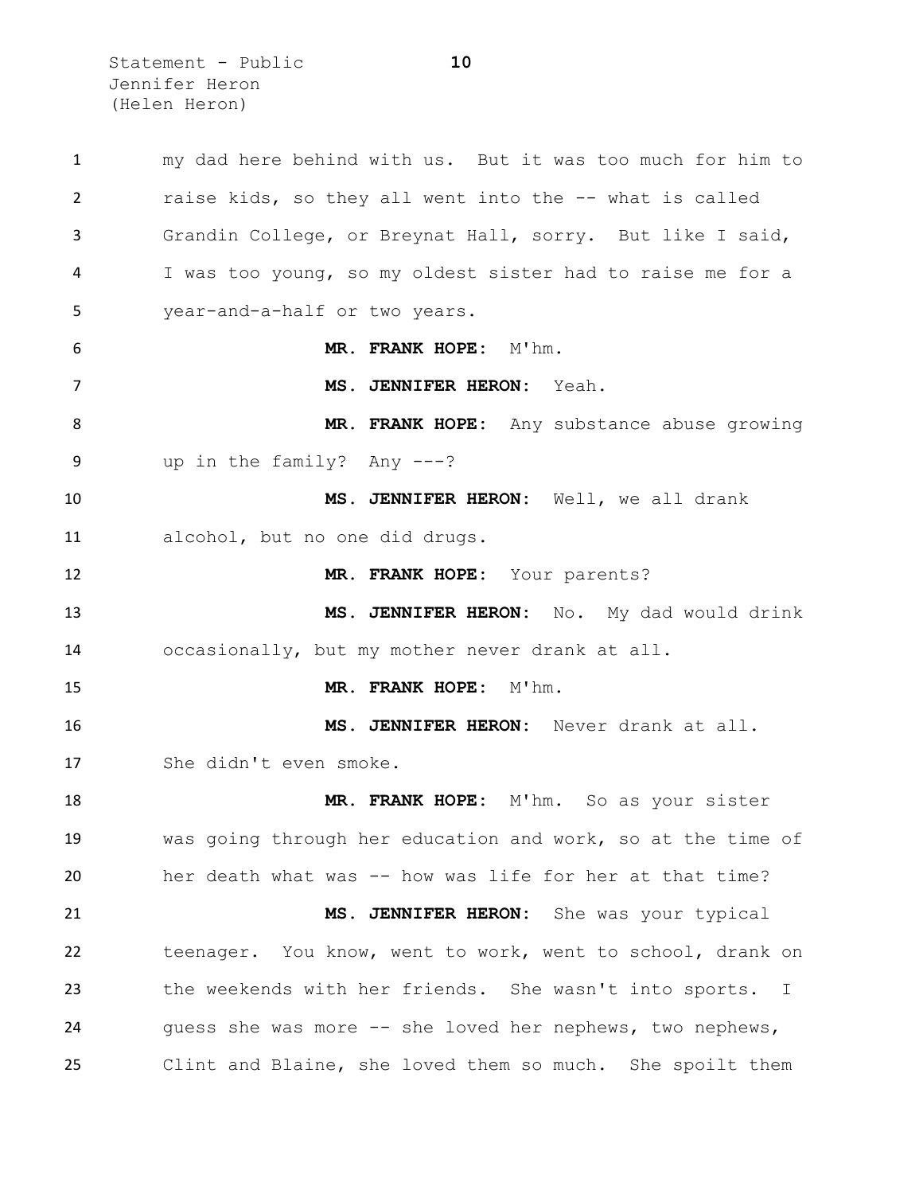my dad here behind with us. But it was too much for him to raise kids, so they all went into the -- what is called Grandin College, or Breynat Hall, sorry. But like I said, I was too young, so my oldest sister had to raise me for a year-and-a-half or two years.

**MR. FRANK HOPE:** M'hm.

**MS. JENNIFER HERON:** Yeah.

**MR. FRANK HOPE:** Any substance abuse growing up in the family? Any ---?

**MS. JENNIFER HERON:** Well, we all drank alcohol, but no one did drugs.

**MR. FRANK HOPE:** Your parents?

**MS. JENNIFER HERON:** No. My dad would drink occasionally, but my mother never drank at all.

**MR. FRANK HOPE:** M'hm.

**MS. JENNIFER HERON:** Never drank at all. She didn't even smoke.

**MR. FRANK HOPE:** M'hm. So as your sister was going through her education and work, so at the time of her death what was -- how was life for her at that time?

**MS. JENNIFER HERON:** She was your typical teenager. You know, went to work, went to school, drank on the weekends with her friends. She wasn't into sports. I guess she was more -- she loved her nephews, two nephews, Clint and Blaine, she loved them so much. She spoilt them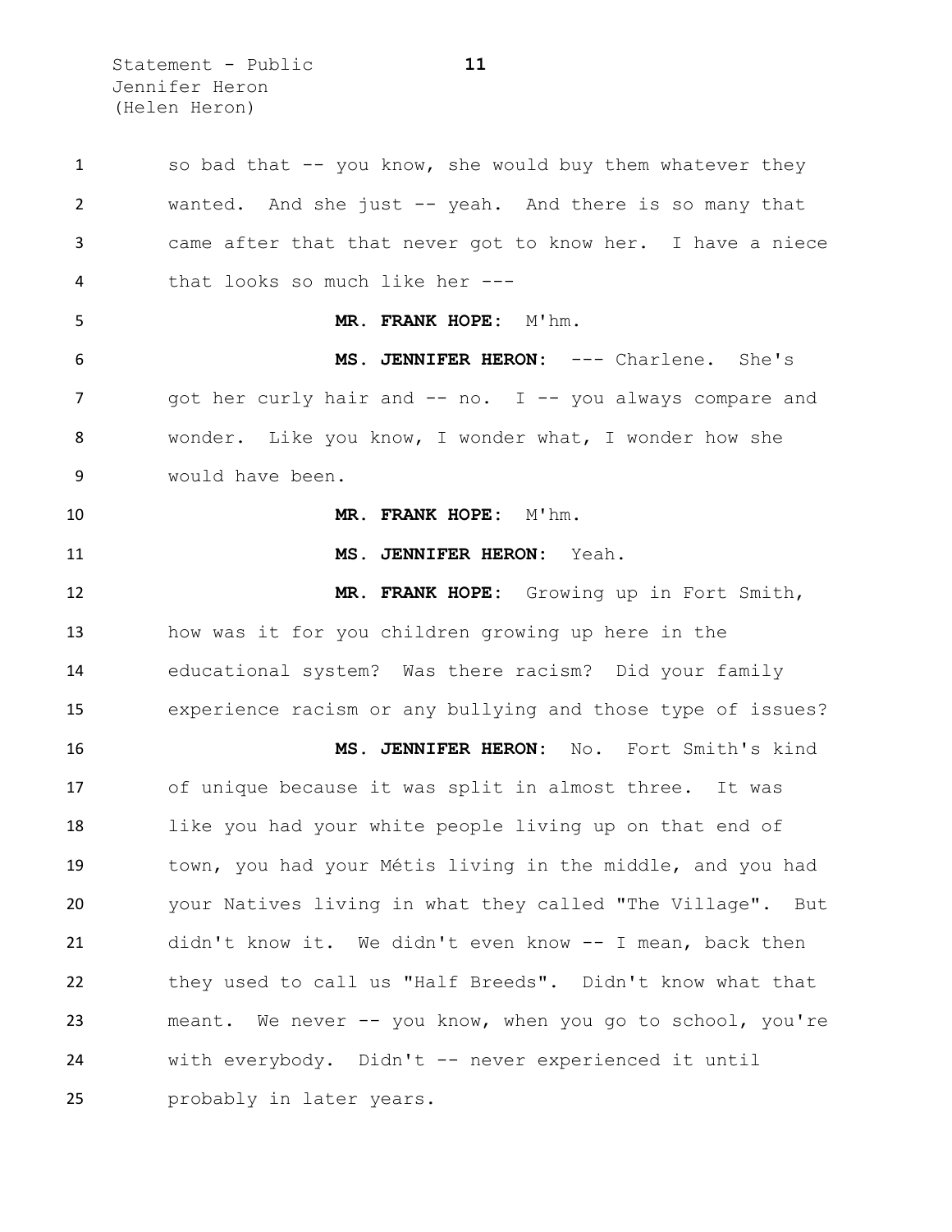so bad that -- you know, she would buy them whatever they wanted. And she just -- yeah. And there is so many that came after that that never got to know her. I have a niece that looks so much like her ---

**MR. FRANK HOPE:** M'hm.

**MS. JENNIFER HERON:** --- Charlene. She's got her curly hair and -- no. I -- you always compare and wonder. Like you know, I wonder what, I wonder how she would have been.

**MR. FRANK HOPE:** M'hm.

**MS. JENNIFER HERON:** Yeah.

**MR. FRANK HOPE:** Growing up in Fort Smith, how was it for you children growing up here in the educational system? Was there racism? Did your family experience racism or any bullying and those type of issues?

**MS. JENNIFER HERON:** No. Fort Smith's kind of unique because it was split in almost three. It was like you had your white people living up on that end of town, you had your Métis living in the middle, and you had your Natives living in what they called "The Village". But didn't know it. We didn't even know -- I mean, back then they used to call us "Half Breeds". Didn't know what that meant. We never -- you know, when you go to school, you're with everybody. Didn't -- never experienced it until probably in later years.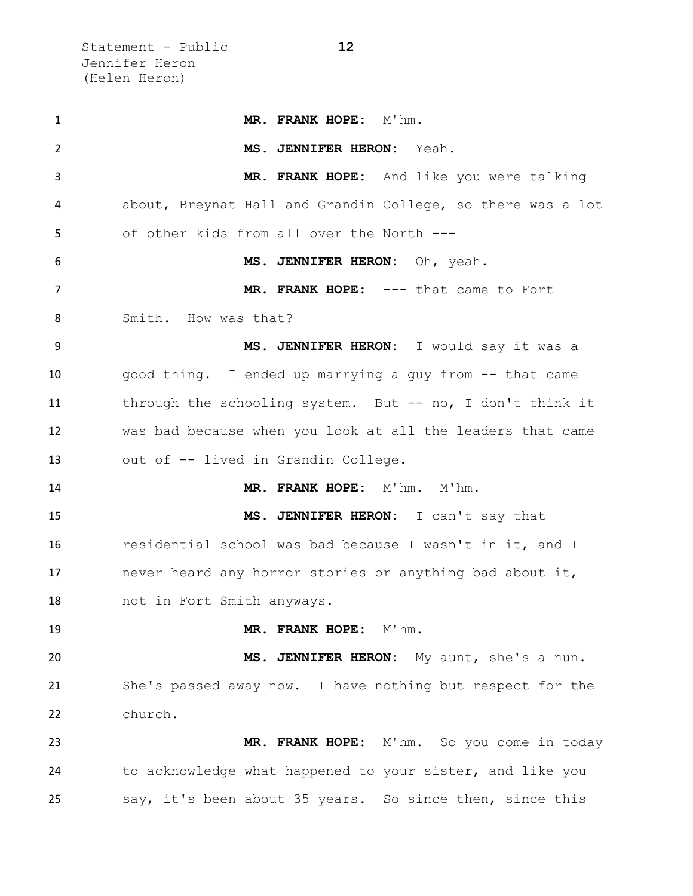**MR. FRANK HOPE:** M'hm.

**MS. JENNIFER HERON:** Yeah.

**MR. FRANK HOPE:** And like you were talking about, Breynat Hall and Grandin College, so there was a lot of other kids from all over the North ---

**MS. JENNIFER HERON:** Oh, yeah.

**MR. FRANK HOPE:** --- that came to Fort Smith. How was that?

**MS. JENNIFER HERON:** I would say it was a good thing. I ended up marrying a guy from -- that came through the schooling system. But -- no, I don't think it was bad because when you look at all the leaders that came out of -- lived in Grandin College.

**MR. FRANK HOPE:** M'hm. M'hm.

**MS. JENNIFER HERON:** I can't say that residential school was bad because I wasn't in it, and I never heard any horror stories or anything bad about it, not in Fort Smith anyways.

**MR. FRANK HOPE:** M'hm.

**MS. JENNIFER HERON:** My aunt, she's a nun. She's passed away now. I have nothing but respect for the church.

**MR. FRANK HOPE:** M'hm. So you come in today to acknowledge what happened to your sister, and like you say, it's been about 35 years. So since then, since this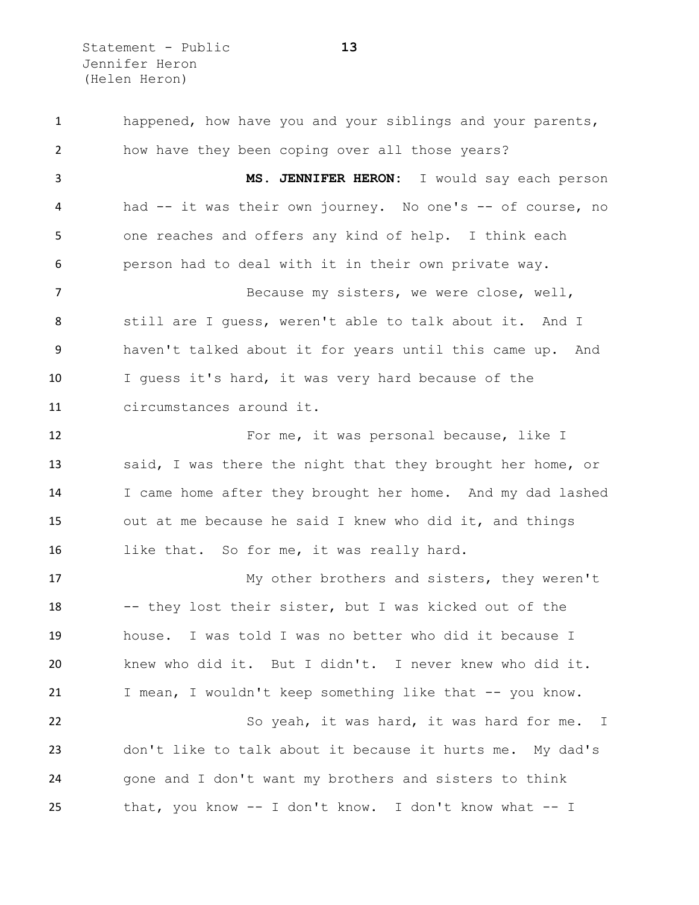happened, how have you and your siblings and your parents, how have they been coping over all those years?

**MS. JENNIFER HERON:** I would say each person had -- it was their own journey. No one's -- of course, no one reaches and offers any kind of help. I think each person had to deal with it in their own private way.

Because my sisters, we were close, well, still are I guess, weren't able to talk about it. And I haven't talked about it for years until this came up. And I guess it's hard, it was very hard because of the circumstances around it.

For me, it was personal because, like I said, I was there the night that they brought her home, or I came home after they brought her home. And my dad lashed out at me because he said I knew who did it, and things like that. So for me, it was really hard.

My other brothers and sisters, they weren't -- they lost their sister, but I was kicked out of the house. I was told I was no better who did it because I knew who did it. But I didn't. I never knew who did it. I mean, I wouldn't keep something like that -- you know.

So yeah, it was hard, it was hard for me. I don't like to talk about it because it hurts me. My dad's gone and I don't want my brothers and sisters to think that, you know -- I don't know. I don't know what -- I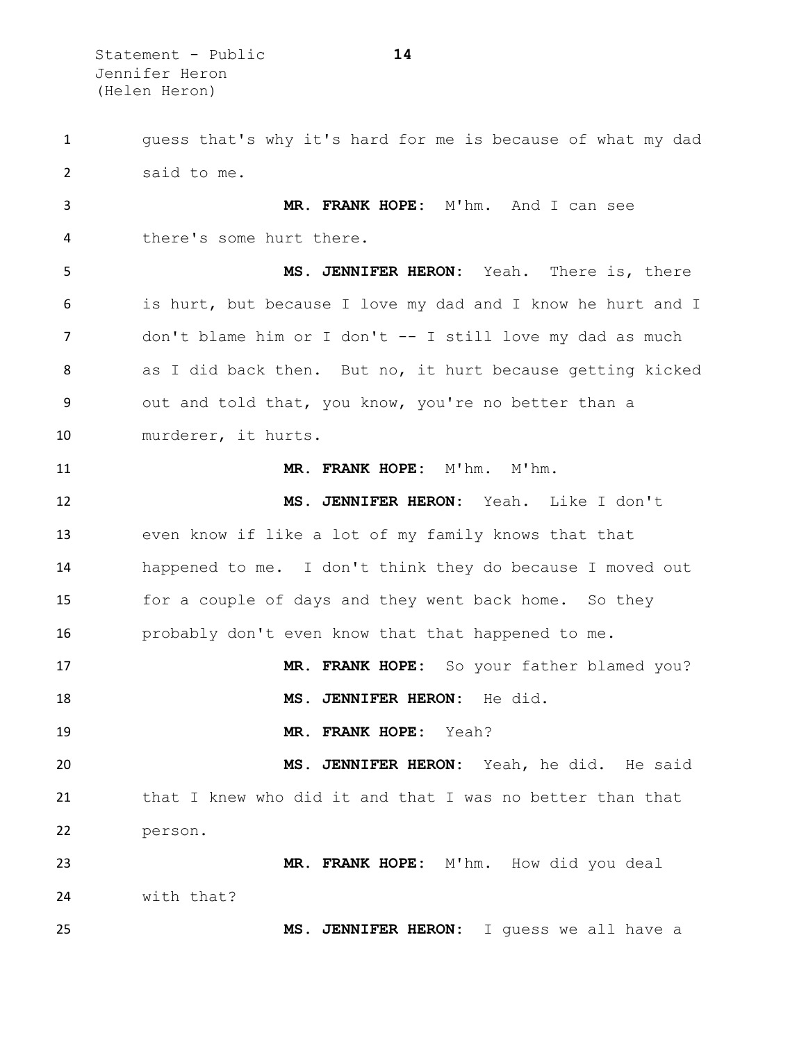guess that's why it's hard for me is because of what my dad said to me.

**MR. FRANK HOPE:** M'hm. And I can see there's some hurt there.

**MS. JENNIFER HERON:** Yeah. There is, there is hurt, but because I love my dad and I know he hurt and I don't blame him or I don't -- I still love my dad as much as I did back then. But no, it hurt because getting kicked out and told that, you know, you're no better than a murderer, it hurts.

**MR. FRANK HOPE:** M'hm. M'hm.

**MS. JENNIFER HERON:** Yeah. Like I don't even know if like a lot of my family knows that that happened to me. I don't think they do because I moved out for a couple of days and they went back home. So they probably don't even know that that happened to me.

**MR. FRANK HOPE:** So your father blamed you?

**MS. JENNIFER HERON:** He did.

**MR. FRANK HOPE:** Yeah?

**MS. JENNIFER HERON:** Yeah, he did. He said that I knew who did it and that I was no better than that person.

**MR. FRANK HOPE:** M'hm. How did you deal with that?

**MS. JENNIFER HERON:** I guess we all have a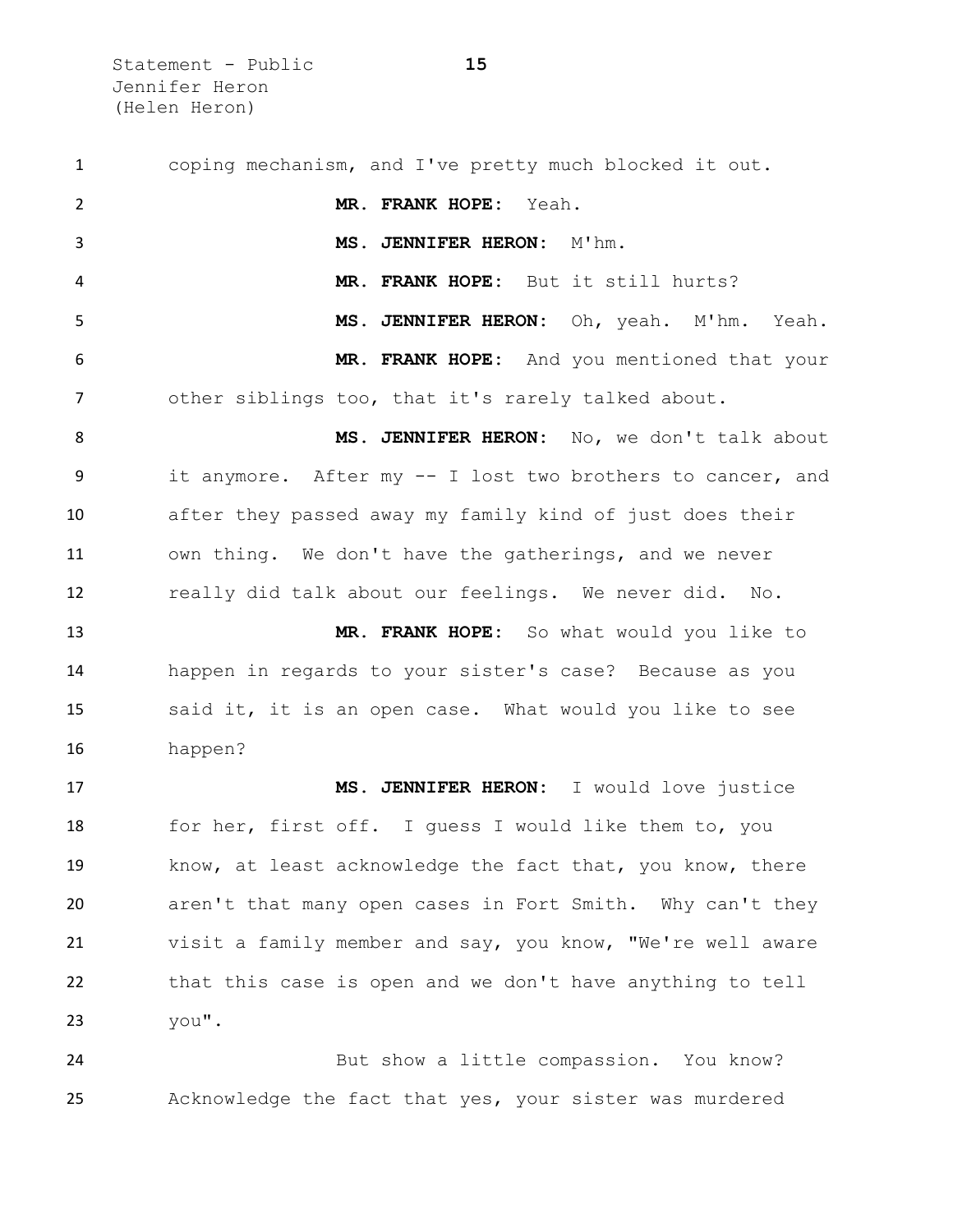coping mechanism, and I've pretty much blocked it out.

**MR. FRANK HOPE:** Yeah.

**MS. JENNIFER HERON:** M'hm.

**MR. FRANK HOPE:** But it still hurts?

**MS. JENNIFER HERON:** Oh, yeah. M'hm. Yeah.

**MR. FRANK HOPE:** And you mentioned that your other siblings too, that it's rarely talked about.

**MS. JENNIFER HERON:** No, we don't talk about it anymore. After my -- I lost two brothers to cancer, and after they passed away my family kind of just does their own thing. We don't have the gatherings, and we never really did talk about our feelings. We never did. No.

**MR. FRANK HOPE:** So what would you like to happen in regards to your sister's case? Because as you said it, it is an open case. What would you like to see happen?

**MS. JENNIFER HERON:** I would love justice for her, first off. I guess I would like them to, you know, at least acknowledge the fact that, you know, there aren't that many open cases in Fort Smith. Why can't they visit a family member and say, you know, "We're well aware that this case is open and we don't have anything to tell you".

But show a little compassion. You know? Acknowledge the fact that yes, your sister was murdered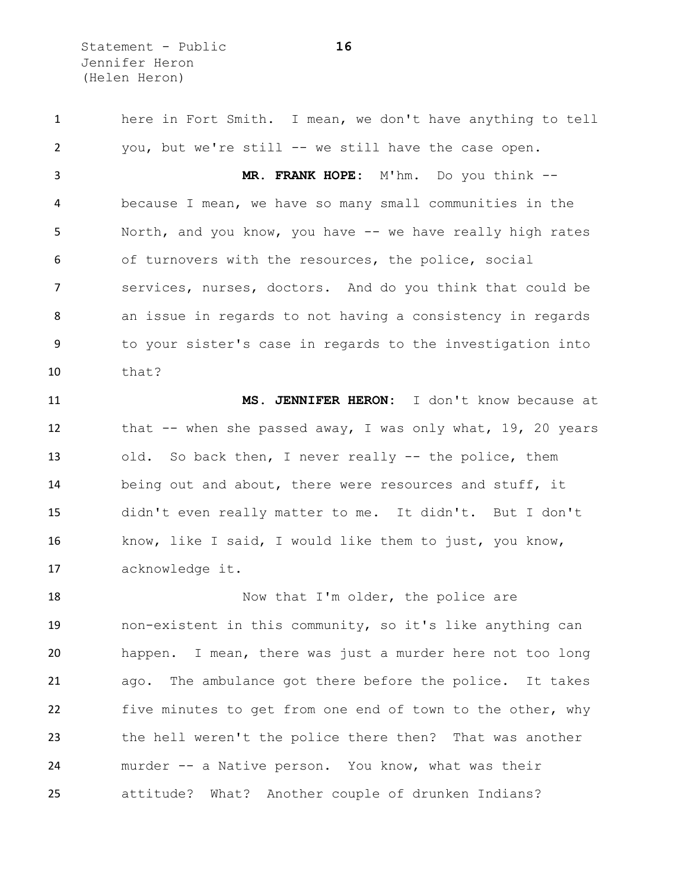here in Fort Smith. I mean, we don't have anything to tell you, but we're still -- we still have the case open.

**MR. FRANK HOPE:** M'hm. Do you think -- because I mean, we have so many small communities in the North, and you know, you have -- we have really high rates of turnovers with the resources, the police, social services, nurses, doctors. And do you think that could be an issue in regards to not having a consistency in regards to your sister's case in regards to the investigation into that?

**MS. JENNIFER HERON:** I don't know because at that -- when she passed away, I was only what, 19, 20 years old. So back then, I never really -- the police, them being out and about, there were resources and stuff, it didn't even really matter to me. It didn't. But I don't know, like I said, I would like them to just, you know, acknowledge it.

Now that I'm older, the police are non-existent in this community, so it's like anything can happen. I mean, there was just a murder here not too long ago. The ambulance got there before the police. It takes five minutes to get from one end of town to the other, why the hell weren't the police there then? That was another murder -- a Native person. You know, what was their attitude? What? Another couple of drunken Indians?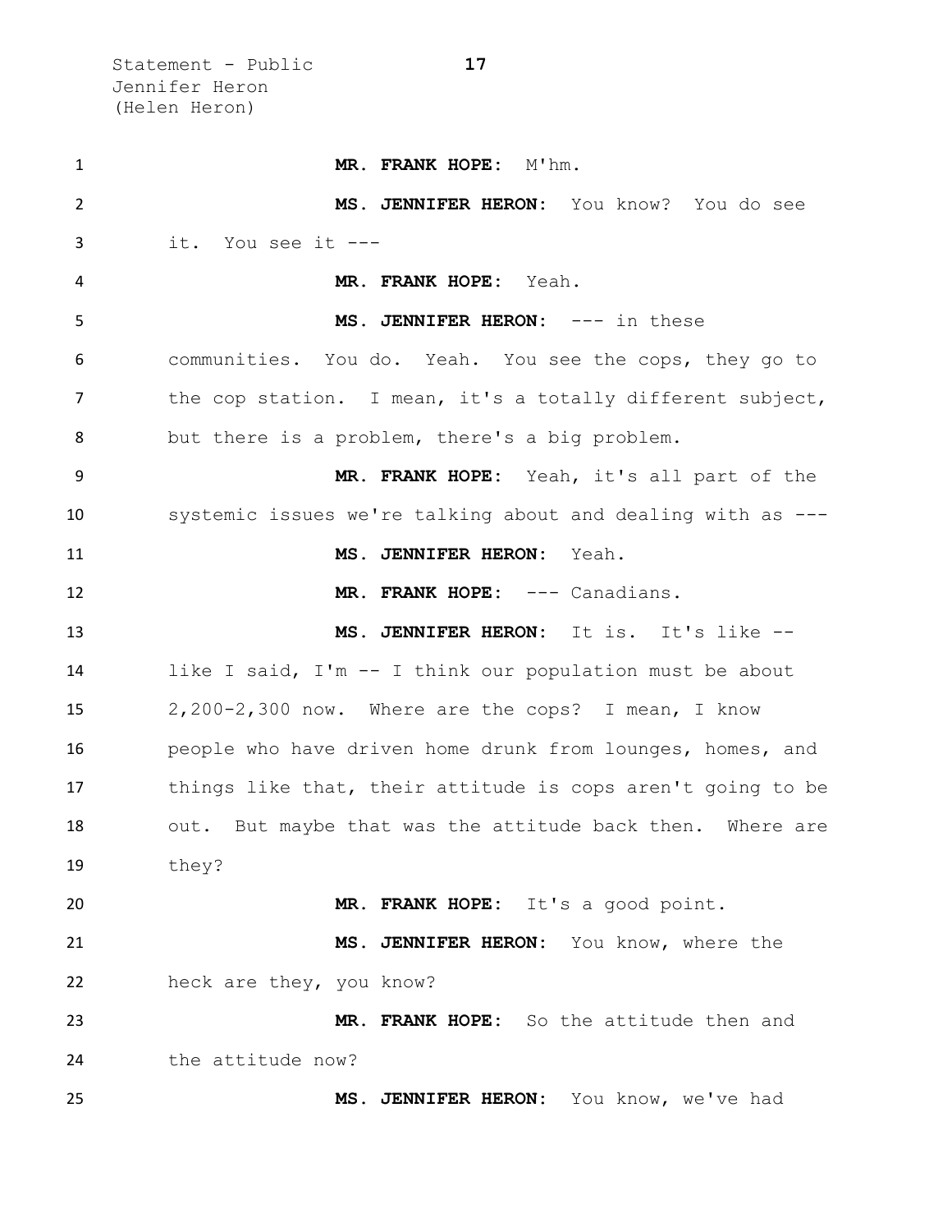**MR. FRANK HOPE:** M'hm.

**MS. JENNIFER HERON:** You know? You do see it. You see it ---

**MR. FRANK HOPE:** Yeah.

**MS. JENNIFER HERON:** --- in these communities. You do. Yeah. You see the cops, they go to the cop station. I mean, it's a totally different subject, but there is a problem, there's a big problem.

**MR. FRANK HOPE:** Yeah, it's all part of the systemic issues we're talking about and dealing with as ---

**MS. JENNIFER HERON:** Yeah.

**MR. FRANK HOPE:** --- Canadians.

**MS. JENNIFER HERON:** It is. It's like -- like I said, I'm -- I think our population must be about 2,200-2,300 now. Where are the cops? I mean, I know people who have driven home drunk from lounges, homes, and things like that, their attitude is cops aren't going to be out. But maybe that was the attitude back then. Where are they?

**MR. FRANK HOPE:** It's a good point.

**MS. JENNIFER HERON:** You know, where the heck are they, you know?

**MR. FRANK HOPE:** So the attitude then and the attitude now?

**MS. JENNIFER HERON:** You know, we've had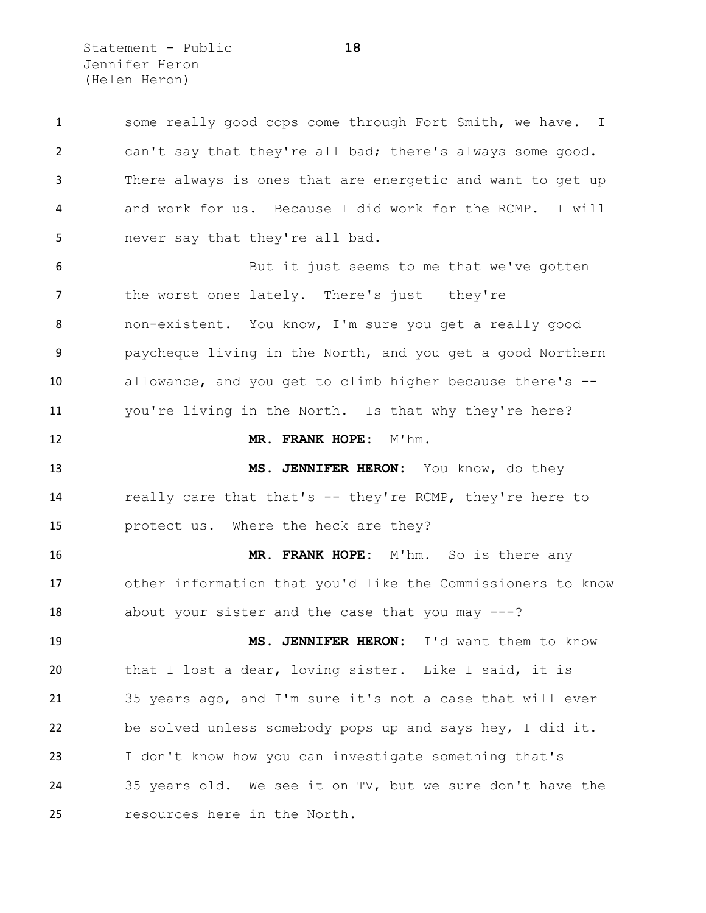some really good cops come through Fort Smith, we have. I can't say that they're all bad; there's always some good. There always is ones that are energetic and want to get up and work for us. Because I did work for the RCMP. I will never say that they're all bad.

But it just seems to me that we've gotten the worst ones lately. There's just – they're non-existent. You know, I'm sure you get a really good paycheque living in the North, and you get a good Northern allowance, and you get to climb higher because there's -- you're living in the North. Is that why they're here?

**MR. FRANK HOPE:** M'hm.

**MS. JENNIFER HERON:** You know, do they really care that that's -- they're RCMP, they're here to protect us. Where the heck are they?

**MR. FRANK HOPE:** M'hm. So is there any other information that you'd like the Commissioners to know about your sister and the case that you may ---?

**MS. JENNIFER HERON:** I'd want them to know that I lost a dear, loving sister. Like I said, it is 35 years ago, and I'm sure it's not a case that will ever be solved unless somebody pops up and says hey, I did it. I don't know how you can investigate something that's 35 years old. We see it on TV, but we sure don't have the resources here in the North.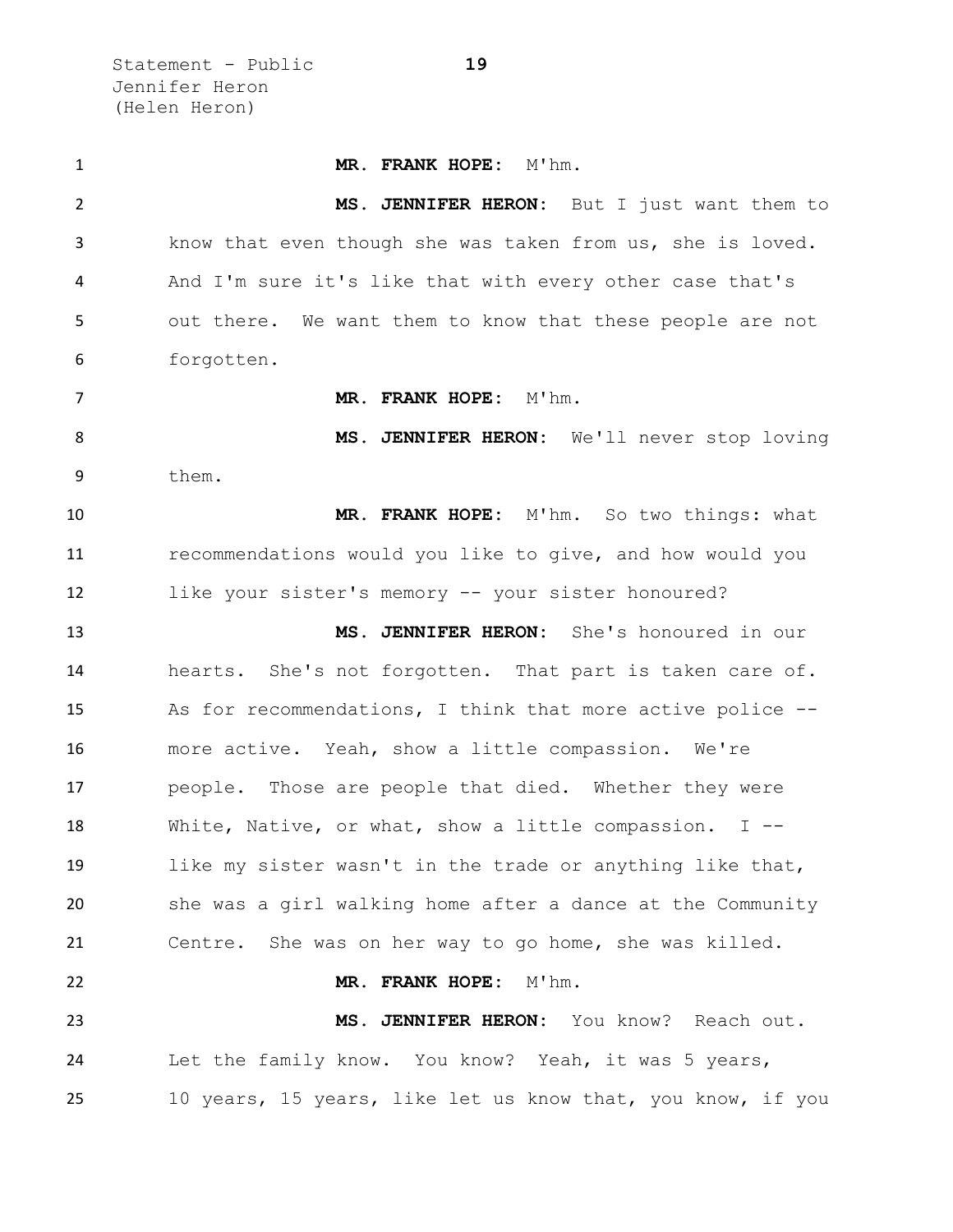**MR. FRANK HOPE:** M'hm.

**MS. JENNIFER HERON:** But I just want them to know that even though she was taken from us, she is loved. And I'm sure it's like that with every other case that's out there. We want them to know that these people are not forgotten.

**MR. FRANK HOPE:** M'hm.

**MS. JENNIFER HERON:** We'll never stop loving them.

**MR. FRANK HOPE:** M'hm. So two things: what recommendations would you like to give, and how would you like your sister's memory -- your sister honoured?

**MS. JENNIFER HERON:** She's honoured in our hearts. She's not forgotten. That part is taken care of. As for recommendations, I think that more active police -- more active. Yeah, show a little compassion. We're people. Those are people that died. Whether they were White, Native, or what, show a little compassion. I -- like my sister wasn't in the trade or anything like that, she was a girl walking home after a dance at the Community Centre. She was on her way to go home, she was killed.

**MR. FRANK HOPE:** M'hm.

**MS. JENNIFER HERON:** You know? Reach out. Let the family know. You know? Yeah, it was 5 years, 10 years, 15 years, like let us know that, you know, if you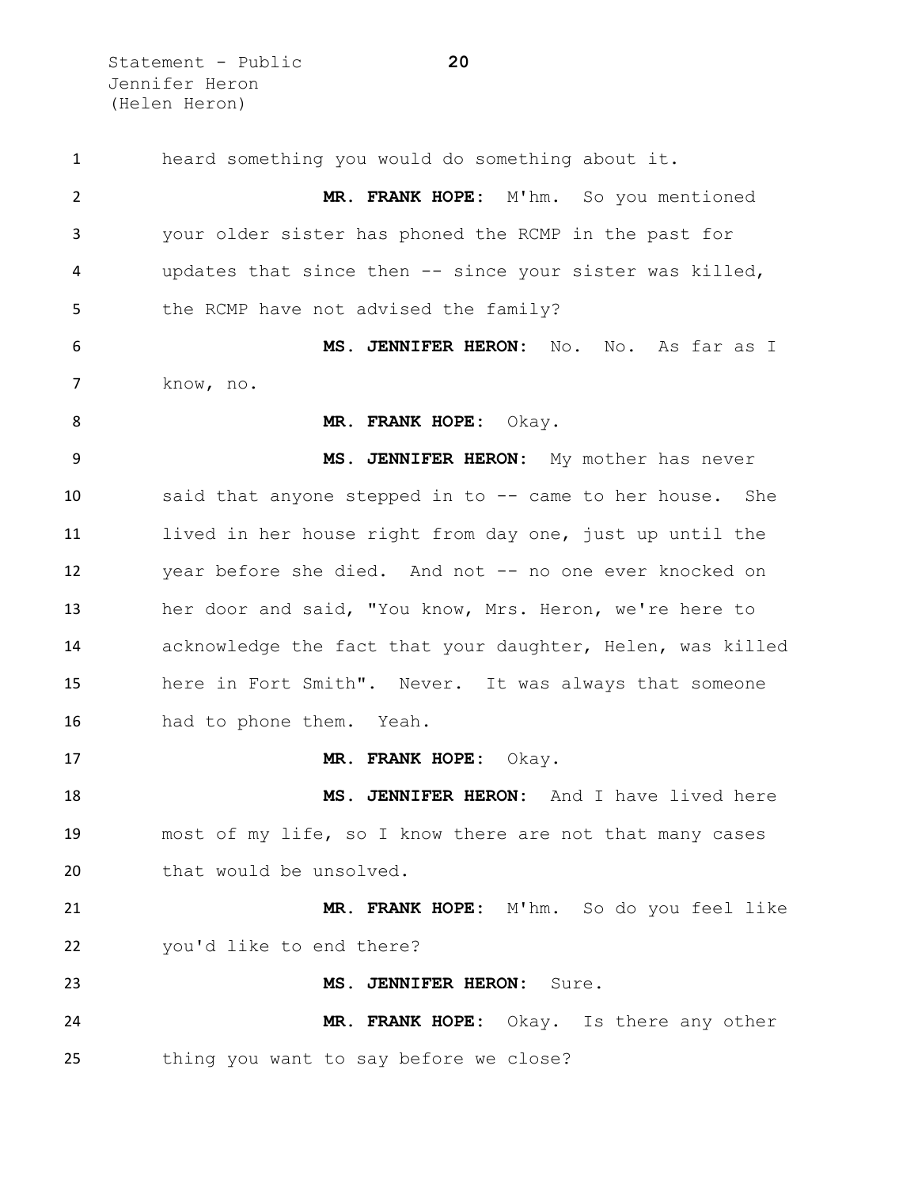heard something you would do something about it.

**MR. FRANK HOPE:** M'hm. So you mentioned your older sister has phoned the RCMP in the past for updates that since then -- since your sister was killed, the RCMP have not advised the family?

**MS. JENNIFER HERON:** No. No. As far as I know, no.

**MR. FRANK HOPE:** Okay.

**MS. JENNIFER HERON:** My mother has never said that anyone stepped in to -- came to her house. She lived in her house right from day one, just up until the year before she died. And not -- no one ever knocked on her door and said, "You know, Mrs. Heron, we're here to acknowledge the fact that your daughter, Helen, was killed here in Fort Smith". Never. It was always that someone had to phone them. Yeah.

**MR. FRANK HOPE:** Okay.

**MS. JENNIFER HERON:** And I have lived here most of my life, so I know there are not that many cases that would be unsolved.

**MR. FRANK HOPE:** M'hm. So do you feel like you'd like to end there?

**MS. JENNIFER HERON:** Sure.

**MR. FRANK HOPE:** Okay. Is there any other thing you want to say before we close?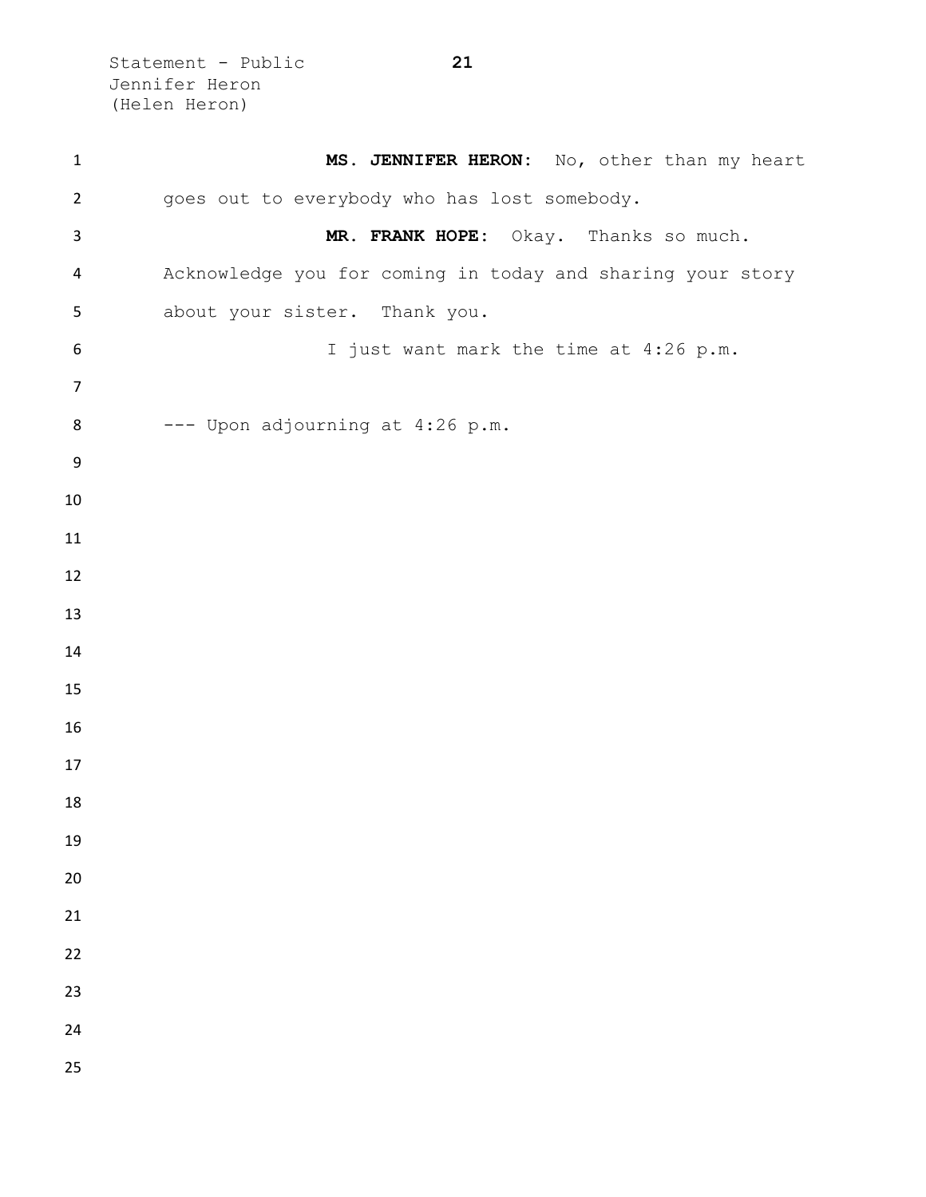**MS. JENNIFER HERON:** No, other than my heart goes out to everybody who has lost somebody.

**MR. FRANK HOPE:** Okay. Thanks so much. Acknowledge you for coming in today and sharing your story about your sister. Thank you.

I just want mark the time at 4:26 p.m.

--- Upon adjourning at 4:26 p.m.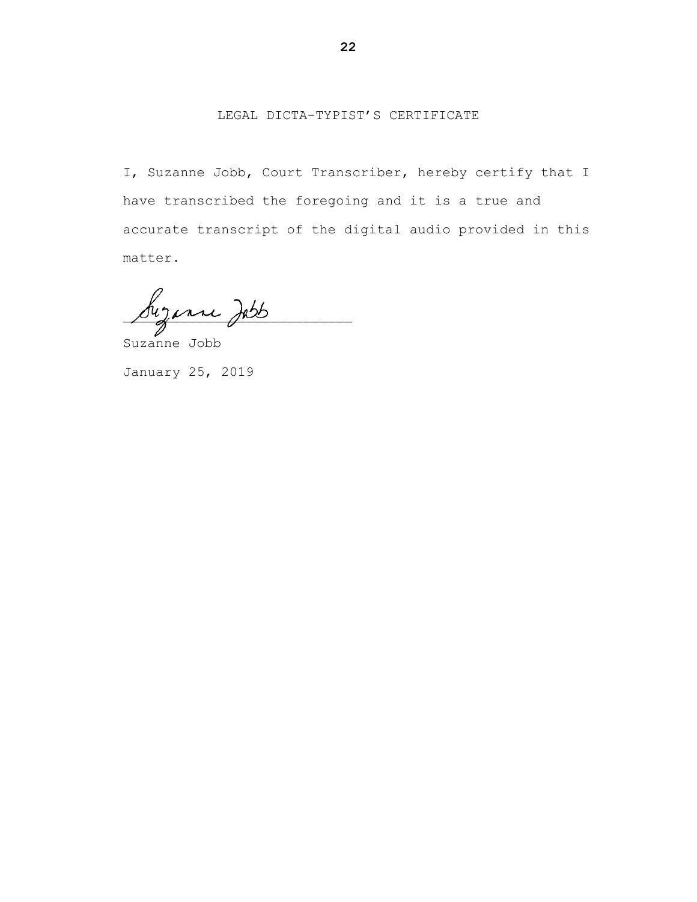LEGAL DICTA-TYPIST'S CERTIFICATE

I, Suzanne Jobb, Court Transcriber, hereby certify that I have transcribed the foregoing and it is a true and accurate transcript of the digital audio provided in this matter.

Suzanne Jobb

January 25, 2019